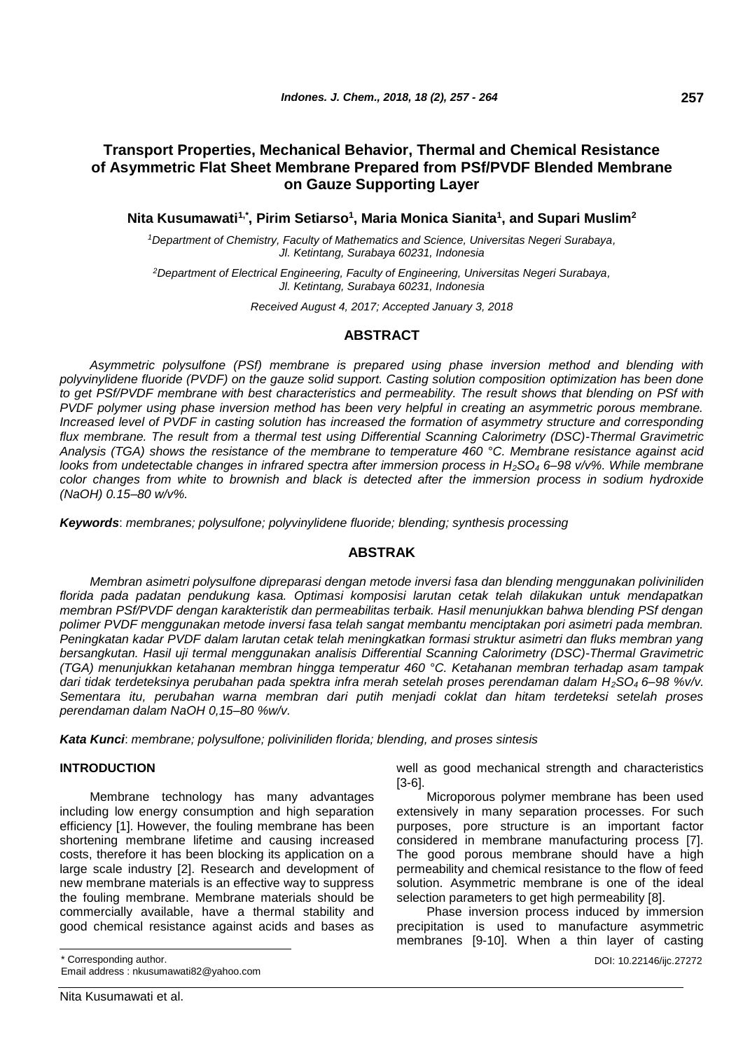# Transport Properties, Mechanical Behavior, Thermal and Chemical Resistance of Asymmetric Flat Sheet Membrane Prepared from PSf/PVDF Blended Membrane on Gauze Supporting Layer

**Nita Kusumawati[1,*], Pirim Setiarso[1], Maria Monica Sianita[1], and Supari Muslim[2]**

[1]*Department of Chemistry, Faculty of Mathematics and Science, Universitas Negeri Surabaya, Jl. Ketintang, Surabaya 60231, Indonesia*

[2]*Department of Electrical Engineering, Faculty of Engineering, Universitas Negeri Surabaya, Jl. Ketintang, Surabaya 60231, Indonesia*

*Received August 4, 2017; Accepted January 3, 2018*

## ABSTRACT

*Asymmetric polysulfone (PSf) membrane is prepared using phase inversion method and blending with polyvinylidene fluoride (PVDF) on the gauze solid support. Casting solution composition optimization has been done to get PSf/PVDF membrane with best characteristics and permeability. The result shows that blending on PSf with PVDF polymer using phase inversion method has been very helpful in creating an asymmetric porous membrane. Increased level of PVDF in casting solution has increased the formation of asymmetry structure and corresponding flux membrane. The result from a thermal test using Differential Scanning Calorimetry (DSC)-Thermal Gravimetric Analysis (TGA) shows the resistance of the membrane to temperature 460 °C. Membrane resistance against acid looks from undetectable changes in infrared spectra after immersion process in $H_2SO_4$ 6–98 v/v%. While membrane color changes from white to brownish and black is detected after the immersion process in sodium hydroxide (NaOH) 0.15–80 w/v%.*

***Keywords***: *membranes; polysulfone; polyvinylidene fluoride; blending; synthesis processing*

## ABSTRAK

*Membran asimetri polysulfone dipreparasi dengan metode inversi fasa dan blending menggunakan poliviniliden florida pada padatan pendukung kasa. Optimasi komposisi larutan cetak telah dilakukan untuk mendapatkan membran PSf/PVDF dengan karakteristik dan permeabilitas terbaik. Hasil menunjukkan bahwa blending PSf dengan polimer PVDF menggunakan metode inversi fasa telah sangat membantu menciptakan pori asimetri pada membran. Peningkatan kadar PVDF dalam larutan cetak telah meningkatkan formasi struktur asimetri dan fluks membran yang bersangkutan. Hasil uji termal menggunakan analisis Differential Scanning Calorimetry (DSC)-Thermal Gravimetric (TGA) menunjukkan ketahanan membran hingga temperatur 460 °C. Ketahanan membran terhadap asam tampak dari tidak terdeteksinya perubahan pada spektra infra merah setelah proses perendaman dalam $H_2SO_4$ 6–98 %v/v. Sementara itu, perubahan warna membran dari putih menjadi coklat dan hitam terdeteksi setelah proses perendaman dalam NaOH 0,15–80 %w/v.*

***Kata Kunci***: *membrane; polysulfone; poliviniliden florida; blending, and proses sintesis*

## INTRODUCTION

Membrane technology has many advantages including low energy consumption and high separation efficiency [1]. However, the fouling membrane has been shortening membrane lifetime and causing increased costs, therefore it has been blocking its application on a large scale industry [2]. Research and development of new membrane materials is an effective way to suppress the fouling membrane. Membrane materials should be commercially available, have a thermal stability and good chemical resistance against acids and bases as well as good mechanical strength and characteristics [3-6].

Microporous polymer membrane has been used extensively in many separation processes. For such purposes, pore structure is an important factor considered in membrane manufacturing process [7]. The good porous membrane should have a high permeability and chemical resistance to the flow of feed solution. Asymmetric membrane is one of the ideal selection parameters to get high permeability [8].

Phase inversion process induced by immersion precipitation is used to manufacture asymmetric membranes [9-10]. When a thin layer of casting

\* Corresponding author.
Email address : nkusumawati82@yahoo.com

DOI: 10.22146/ijc.27272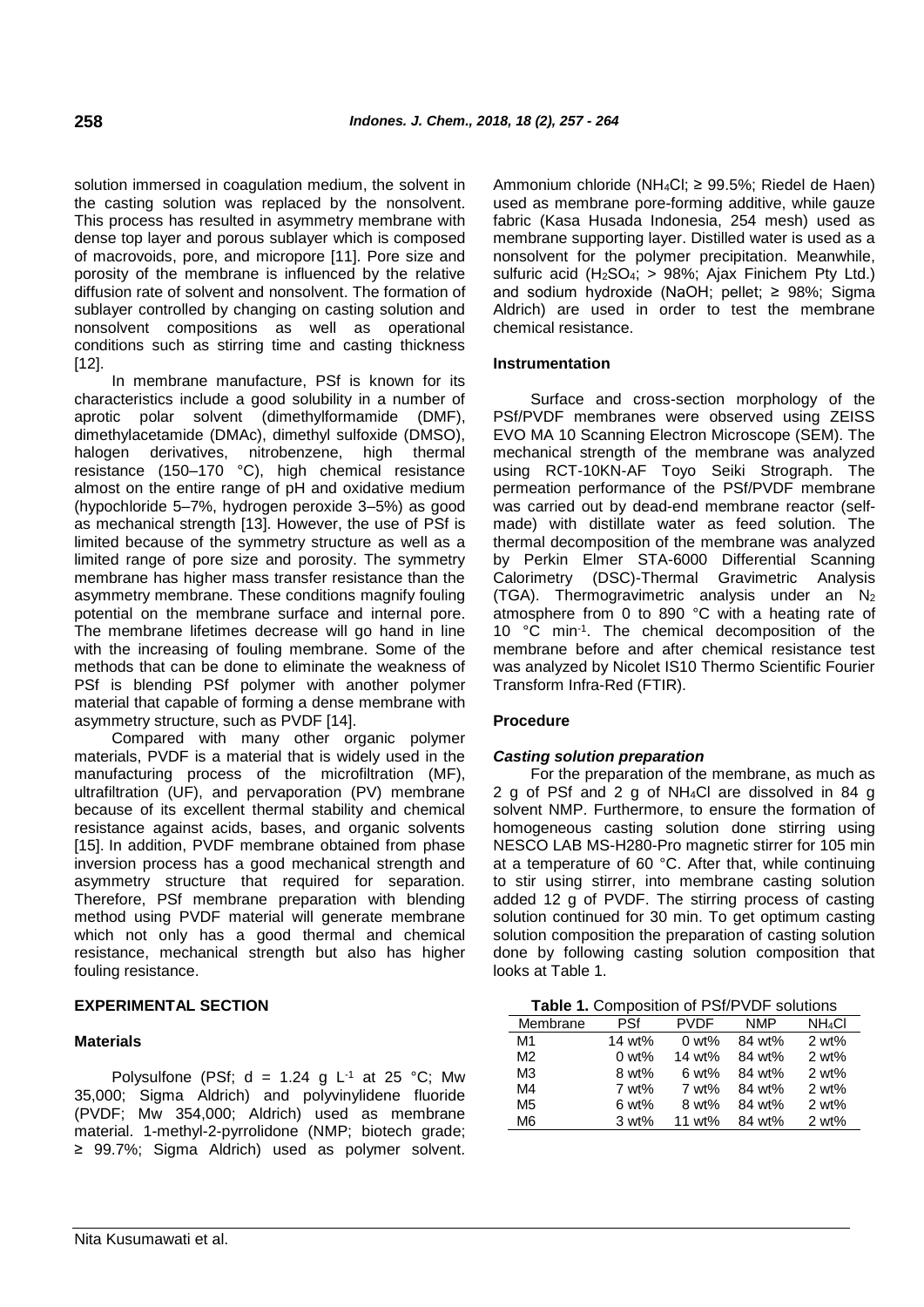solution immersed in coagulation medium, the solvent in the casting solution was replaced by the nonsolvent. This process has resulted in asymmetry membrane with dense top layer and porous sublayer which is composed of macrovoids, pore, and micropore [11]. Pore size and porosity of the membrane is influenced by the relative diffusion rate of solvent and nonsolvent. The formation of sublayer controlled by changing on casting solution and nonsolvent compositions as well as operational conditions such as stirring time and casting thickness [12].

In membrane manufacture, PSf is known for its characteristics include a good solubility in a number of aprotic polar solvent (dimethylformamide (DMF), dimethylacetamide (DMAc), dimethyl sulfoxide (DMSO), halogen derivatives, nitrobenzene, high thermal resistance (150–170 °C), high chemical resistance almost on the entire range of pH and oxidative medium (hypochloride 5–7%, hydrogen peroxide 3–5%) as good as mechanical strength [13]. However, the use of PSf is limited because of the symmetry structure as well as a limited range of pore size and porosity. The symmetry membrane has higher mass transfer resistance than the asymmetry membrane. These conditions magnify fouling potential on the membrane surface and internal pore. The membrane lifetimes decrease will go hand in line with the increasing of fouling membrane. Some of the methods that can be done to eliminate the weakness of PSf is blending PSf polymer with another polymer material that capable of forming a dense membrane with asymmetry structure, such as PVDF [14].

Compared with many other organic polymer materials, PVDF is a material that is widely used in the manufacturing process of the microfiltration (MF), ultrafiltration (UF), and pervaporation (PV) membrane because of its excellent thermal stability and chemical resistance against acids, bases, and organic solvents [15]. In addition, PVDF membrane obtained from phase inversion process has a good mechanical strength and asymmetry structure that required for separation. Therefore, PSf membrane preparation with blending method using PVDF material will generate membrane which not only has a good thermal and chemical resistance, mechanical strength but also has higher fouling resistance.

## EXPERIMENTAL SECTION

### Materials

Polysulfone (PSf; d = 1.24 g $L^{-1}$ at 25 °C; Mw 35,000; Sigma Aldrich) and polyvinylidene fluoride (PVDF; Mw 354,000; Aldrich) used as membrane material. 1-methyl-2-pyrrolidone (NMP; biotech grade; ≥ 99.7%; Sigma Aldrich) used as polymer solvent. Ammonium chloride ($NH_4Cl$; ≥ 99.5%; Riedel de Haen) used as membrane pore-forming additive, while gauze fabric (Kasa Husada Indonesia, 254 mesh) used as membrane supporting layer. Distilled water is used as a nonsolvent for the polymer precipitation. Meanwhile, sulfuric acid ($H_2SO_4$; > 98%; Ajax Finichem Pty Ltd.) and sodium hydroxide (NaOH; pellet; ≥ 98%; Sigma Aldrich) are used in order to test the membrane chemical resistance.

### Instrumentation

Surface and cross-section morphology of the PSf/PVDF membranes were observed using ZEISS EVO MA 10 Scanning Electron Microscope (SEM). The mechanical strength of the membrane was analyzed using RCT-10KN-AF Toyo Seiki Strograph. The permeation performance of the PSf/PVDF membrane was carried out by dead-end membrane reactor (self-made) with distillate water as feed solution. The thermal decomposition of the membrane was analyzed by Perkin Elmer STA-6000 Differential Scanning Calorimetry (DSC)-Thermal Gravimetric Analysis (TGA). Thermogravimetric analysis under an $N_2$ atmosphere from 0 to 890 °C with a heating rate of 10 °C $min^{-1}$. The chemical decomposition of the membrane before and after chemical resistance test was analyzed by Nicolet IS10 Thermo Scientific Fourier Transform Infra-Red (FTIR).

### Procedure

#### *Casting solution preparation*

For the preparation of the membrane, as much as 2 g of PSf and 2 g of $NH_4Cl$ are dissolved in 84 g solvent NMP. Furthermore, to ensure the formation of homogeneous casting solution done stirring using NESCO LAB MS-H280-Pro magnetic stirrer for 105 min at a temperature of 60 °C. After that, while continuing to stir using stirrer, into membrane casting solution added 12 g of PVDF. The stirring process of casting solution continued for 30 min. To get optimum casting solution composition the preparation of casting solution done by following casting solution composition that looks at Table 1.

**Table 1.** Composition of PSf/PVDF solutions

| Membrane | PSf | PVDF | NMP | $NH_4Cl$ |
|---|---|---|---|---|
| M1 | 14 wt% | 0 wt% | 84 wt% | 2 wt% |
| M2 | 0 wt% | 14 wt% | 84 wt% | 2 wt% |
| M3 | 8 wt% | 6 wt% | 84 wt% | 2 wt% |
| M4 | 7 wt% | 7 wt% | 84 wt% | 2 wt% |
| M5 | 6 wt% | 8 wt% | 84 wt% | 2 wt% |
| M6 | 3 wt% | 11 wt% | 84 wt% | 2 wt% |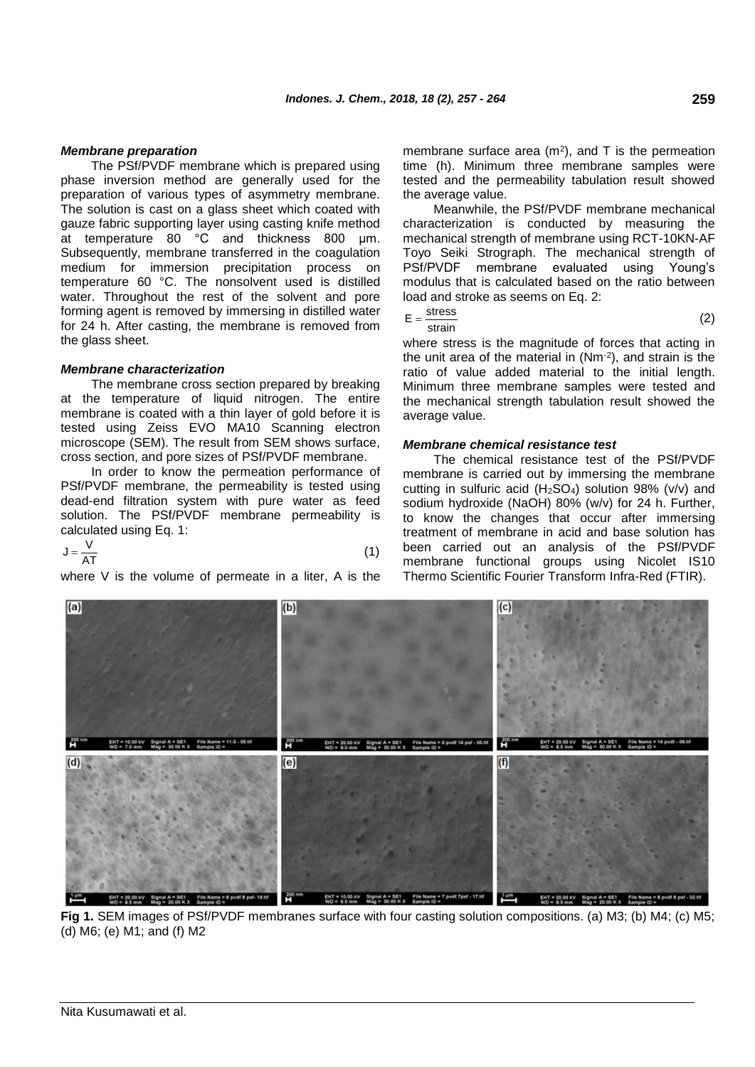### *Membrane preparation*

The PSf/PVDF membrane which is prepared using phase inversion method are generally used for the preparation of various types of asymmetry membrane. The solution is cast on a glass sheet which coated with gauze fabric supporting layer using casting knife method at temperature 80 °C and thickness 800 µm. Subsequently, membrane transferred in the coagulation medium for immersion precipitation process on temperature 60 °C. The nonsolvent used is distilled water. Throughout the rest of the solvent and pore forming agent is removed by immersing in distilled water for 24 h. After casting, the membrane is removed from the glass sheet.

### *Membrane characterization*

The membrane cross section prepared by breaking at the temperature of liquid nitrogen. The entire membrane is coated with a thin layer of gold before it is tested using Zeiss EVO MA10 Scanning electron microscope (SEM). The result from SEM shows surface, cross section, and pore sizes of PSf/PVDF membrane.

In order to know the permeation performance of PSf/PVDF membrane, the permeability is tested using dead-end filtration system with pure water as feed solution. The PSf/PVDF membrane permeability is calculated using Eq. 1:

$$J = \frac{V}{AT} \tag{1}$$

where V is the volume of permeate in a liter, A is the membrane surface area ($m^2$), and T is the permeation time (h). Minimum three membrane samples were tested and the permeability tabulation result showed the average value.

Meanwhile, the PSf/PVDF membrane mechanical characterization is conducted by measuring the mechanical strength of membrane using RCT-10KN-AF Toyo Seiki Strograph. The mechanical strength of PSf/PVDF membrane evaluated using Young's modulus that is calculated based on the ratio between load and stroke as seems on Eq. 2:

$$E = \frac{\text{stress}}{\text{strain}} \tag{2}$$

where stress is the magnitude of forces that acting in the unit area of the material in ($Nm^{-2}$), and strain is the ratio of value added material to the initial length. Minimum three membrane samples were tested and the mechanical strength tabulation result showed the average value.

### *Membrane chemical resistance test*

The chemical resistance test of the PSf/PVDF membrane is carried out by immersing the membrane cutting in sulfuric acid ($H_2SO_4$) solution 98% (v/v) and sodium hydroxide (NaOH) 80% (w/v) for 24 h. Further, to know the changes that occur after immersing treatment of membrane in acid and base solution has been carried out an analysis of the PSf/PVDF membrane functional groups using Nicolet IS10 Thermo Scientific Fourier Transform Infra-Red (FTIR).

**Fig 1.** SEM images of PSf/PVDF membranes surface with four casting solution compositions. (a) M3; (b) M4; (c) M5; (d) M6; (e) M1; and (f) M2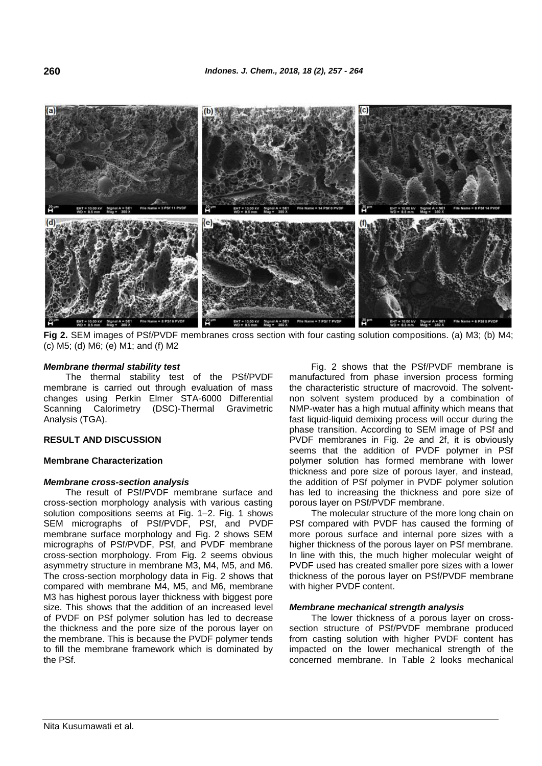**Fig 2.** SEM images of PSf/PVDF membranes cross section with four casting solution compositions. (a) M3; (b) M4; (c) M5; (d) M6; (e) M1; and (f) M2

### *Membrane thermal stability test*

The thermal stability test of the PSf/PVDF membrane is carried out through evaluation of mass changes using Perkin Elmer STA-6000 Differential Scanning Calorimetry (DSC)-Thermal Gravimetric Analysis (TGA).

## RESULT AND DISCUSSION

### Membrane Characterization

#### *Membrane cross-section analysis*

The result of PSf/PVDF membrane surface and cross-section morphology analysis with various casting solution compositions seems at Fig. 1–2. Fig. 1 shows SEM micrographs of PSf/PVDF, PSf, and PVDF membrane surface morphology and Fig. 2 shows SEM micrographs of PSf/PVDF, PSf, and PVDF membrane cross-section morphology. From Fig. 2 seems obvious asymmetry structure in membrane M3, M4, M5, and M6. The cross-section morphology data in Fig. 2 shows that compared with membrane M4, M5, and M6, membrane M3 has highest porous layer thickness with biggest pore size. This shows that the addition of an increased level of PVDF on PSf polymer solution has led to decrease the thickness and the pore size of the porous layer on the membrane. This is because the PVDF polymer tends to fill the membrane framework which is dominated by the PSf.

Fig. 2 shows that the PSf/PVDF membrane is manufactured from phase inversion process forming the characteristic structure of macrovoid. The solvent-non solvent system produced by a combination of NMP-water has a high mutual affinity which means that fast liquid-liquid demixing process will occur during the phase transition. According to SEM image of PSf and PVDF membranes in Fig. 2e and 2f, it is obviously seems that the addition of PVDF polymer in PSf polymer solution has formed membrane with lower thickness and pore size of porous layer, and instead, the addition of PSf polymer in PVDF polymer solution has led to increasing the thickness and pore size of porous layer on PSf/PVDF membrane.

The molecular structure of the more long chain on PSf compared with PVDF has caused the forming of more porous surface and internal pore sizes with a higher thickness of the porous layer on PSf membrane. In line with this, the much higher molecular weight of PVDF used has created smaller pore sizes with a lower thickness of the porous layer on PSf/PVDF membrane with higher PVDF content.

#### *Membrane mechanical strength analysis*

The lower thickness of a porous layer on cross-section structure of PSf/PVDF membrane produced from casting solution with higher PVDF content has impacted on the lower mechanical strength of the concerned membrane. In Table 2 looks mechanical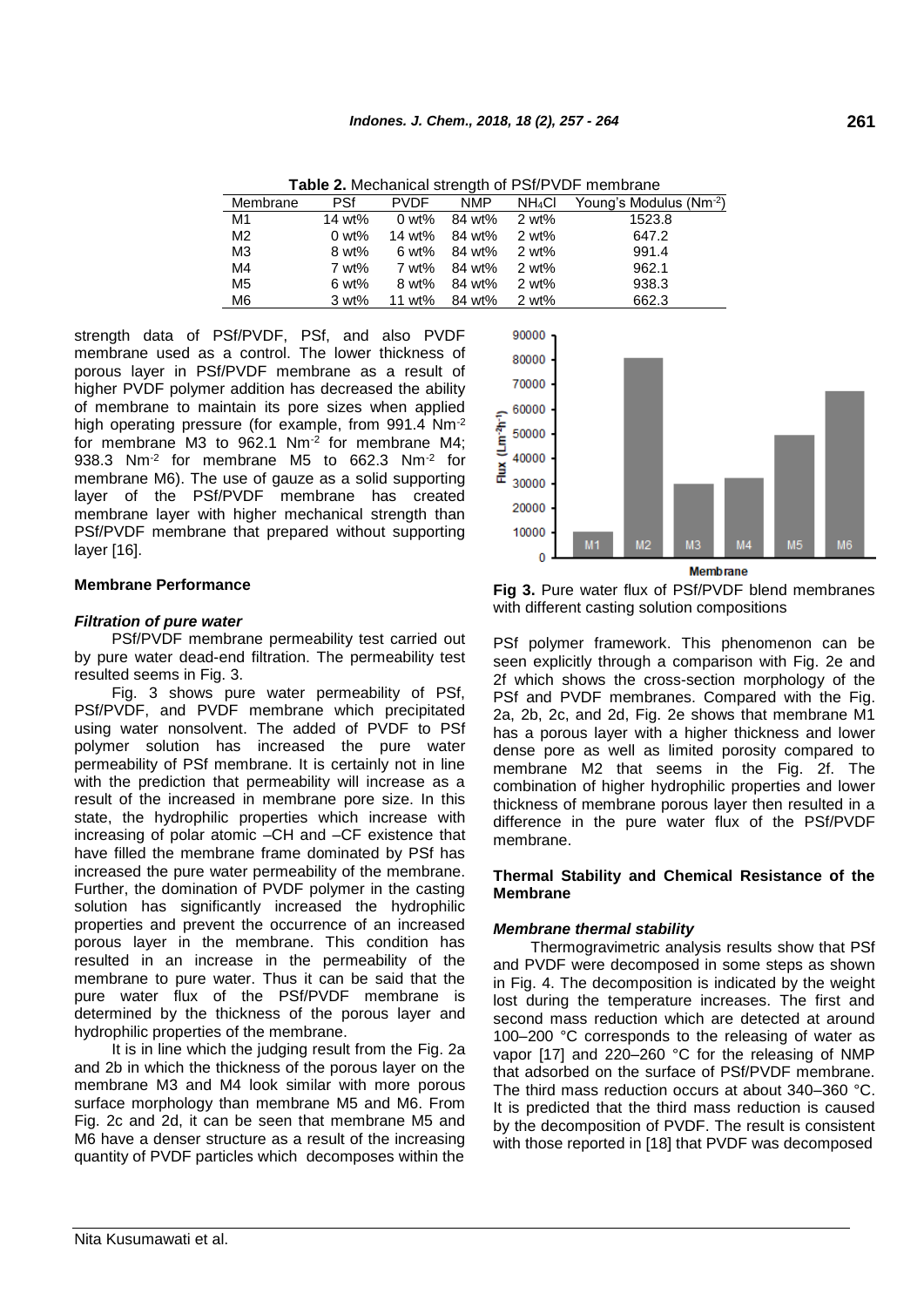**Table 2.** Mechanical strength of PSf/PVDF membrane

| Membrane | PSf | PVDF | NMP | $NH_4Cl$ | Young's Modulus ($Nm^{-2}$) |
|---|---|---|---|---|---|
| M1 | 14 wt% | 0 wt% | 84 wt% | 2 wt% | 1523.8 |
| M2 | 0 wt% | 14 wt% | 84 wt% | 2 wt% | 647.2 |
| M3 | 8 wt% | 6 wt% | 84 wt% | 2 wt% | 991.4 |
| M4 | 7 wt% | 7 wt% | 84 wt% | 2 wt% | 962.1 |
| M5 | 6 wt% | 8 wt% | 84 wt% | 2 wt% | 938.3 |
| M6 | 3 wt% | 11 wt% | 84 wt% | 2 wt% | 662.3 |

strength data of PSf/PVDF, PSf, and also PVDF membrane used as a control. The lower thickness of porous layer in PSf/PVDF membrane as a result of higher PVDF polymer addition has decreased the ability of membrane to maintain its pore sizes when applied high operating pressure (for example, from 991.4 $Nm^{-2}$ for membrane M3 to 962.1 $Nm^{-2}$ for membrane M4; 938.3 $Nm^{-2}$ for membrane M5 to 662.3 $Nm^{-2}$ for membrane M6). The use of gauze as a solid supporting layer of the PSf/PVDF membrane has created membrane layer with higher mechanical strength than PSf/PVDF membrane that prepared without supporting layer [16].

## Membrane Performance

### *Filtration of pure water*

PSf/PVDF membrane permeability test carried out by pure water dead-end filtration. The permeability test resulted seems in Fig. 3.

Fig. 3 shows pure water permeability of PSf, PSf/PVDF, and PVDF membrane which precipitated using water nonsolvent. The added of PVDF to PSf polymer solution has increased the pure water permeability of PSf membrane. It is certainly not in line with the prediction that permeability will increase as a result of the increased in membrane pore size. In this state, the hydrophilic properties which increase with increasing of polar atomic –CH and –CF existence that have filled the membrane frame dominated by PSf has increased the pure water permeability of the membrane. Further, the domination of PVDF polymer in the casting solution has significantly increased the hydrophilic properties and prevent the occurrence of an increased porous layer in the membrane. This condition has resulted in an increase in the permeability of the membrane to pure water. Thus it can be said that the pure water flux of the PSf/PVDF membrane is determined by the thickness of the porous layer and hydrophilic properties of the membrane.

It is in line which the judging result from the Fig. 2a and 2b in which the thickness of the porous layer on the membrane M3 and M4 look similar with more porous surface morphology than membrane M5 and M6. From Fig. 2c and 2d, it can be seen that membrane M5 and M6 have a denser structure as a result of the increasing quantity of PVDF particles which decomposes within the PSf polymer framework. This phenomenon can be seen explicitly through a comparison with Fig. 2e and 2f which shows the cross-section morphology of the PSf and PVDF membranes. Compared with the Fig. 2a, 2b, 2c, and 2d, Fig. 2e shows that membrane M1 has a porous layer with a higher thickness and lower dense pore as well as limited porosity compared to membrane M2 that seems in the Fig. 2f. The combination of higher hydrophilic properties and lower thickness of membrane porous layer then resulted in a difference in the pure water flux of the PSf/PVDF membrane.

**Fig 3.** Pure water flux of PSf/PVDF blend membranes with different casting solution compositions

## Thermal Stability and Chemical Resistance of the Membrane

### *Membrane thermal stability*

Thermogravimetric analysis results show that PSf and PVDF were decomposed in some steps as shown in Fig. 4. The decomposition is indicated by the weight lost during the temperature increases. The first and second mass reduction which are detected at around 100–200 °C corresponds to the releasing of water as vapor [17] and 220–260 °C for the releasing of NMP that adsorbed on the surface of PSf/PVDF membrane. The third mass reduction occurs at about 340–360 °C. It is predicted that the third mass reduction is caused by the decomposition of PVDF. The result is consistent with those reported in [18] that PVDF was decomposed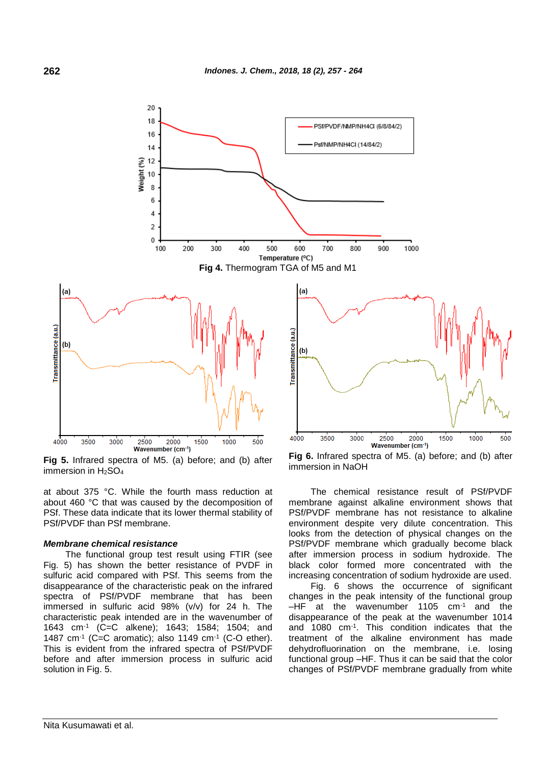Fig 4. Thermogram TGA of M5 and M1

Fig 5. Infrared spectra of M5. (a) before; and (b) after immersion in $H_2SO_4$

Fig 6. Infrared spectra of M5. (a) before; and (b) after immersion in NaOH

at about 375 °C. While the fourth mass reduction at about 460 °C that was caused by the decomposition of PSf. These data indicate that its lower thermal stability of PSf/PVDF than PSf membrane.

### *Membrane chemical resistance*

The functional group test result using FTIR (see Fig. 5) has shown the better resistance of PVDF in sulfuric acid compared with PSf. This seems from the disappearance of the characteristic peak on the infrared spectra of PSf/PVDF membrane that has been immersed in sulfuric acid 98% (v/v) for 24 h. The characteristic peak intended are in the wavenumber of 1643 $cm^{-1}$ (C=C alkene); 1643; 1584; 1504; and 1487 $cm^{-1}$ (C=C aromatic); also 1149 $cm^{-1}$ (C-O ether). This is evident from the infrared spectra of PSf/PVDF before and after immersion process in sulfuric acid solution in Fig. 5.

The chemical resistance result of PSf/PVDF membrane against alkaline environment shows that PSf/PVDF membrane has not resistance to alkaline environment despite very dilute concentration. This looks from the detection of physical changes on the PSf/PVDF membrane which gradually become black after immersion process in sodium hydroxide. The black color formed more concentrated with the increasing concentration of sodium hydroxide are used.

Fig. 6 shows the occurrence of significant changes in the peak intensity of the functional group –HF at the wavenumber 1105 $cm^{-1}$ and the disappearance of the peak at the wavenumber 1014 and 1080 $cm^{-1}$. This condition indicates that the treatment of the alkaline environment has made dehydrofluorination on the membrane, i.e. losing functional group –HF. Thus it can be said that the color changes of PSf/PVDF membrane gradually from white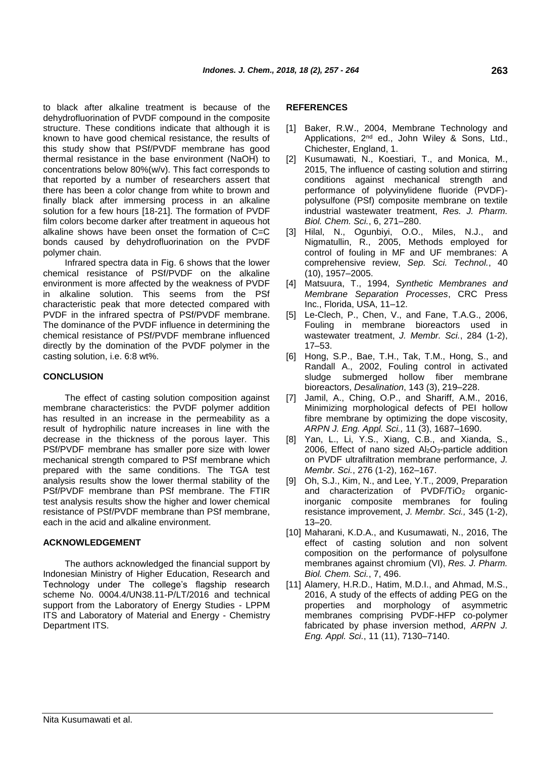to black after alkaline treatment is because of the dehydrofluorination of PVDF compound in the composite structure. These conditions indicate that although it is known to have good chemical resistance, the results of this study show that PSf/PVDF membrane has good thermal resistance in the base environment (NaOH) to concentrations below 80%(w/v). This fact corresponds to that reported by a number of researchers assert that there has been a color change from white to brown and finally black after immersing process in an alkaline solution for a few hours [18-21]. The formation of PVDF film colors become darker after treatment in aqueous hot alkaline shows have been onset the formation of C=C bonds caused by dehydrofluorination on the PVDF polymer chain.

Infrared spectra data in Fig. 6 shows that the lower chemical resistance of PSf/PVDF on the alkaline environment is more affected by the weakness of PVDF in alkaline solution. This seems from the PSf characteristic peak that more detected compared with PVDF in the infrared spectra of PSf/PVDF membrane. The dominance of the PVDF influence in determining the chemical resistance of PSf/PVDF membrane influenced directly by the domination of the PVDF polymer in the casting solution, i.e. 6:8 wt%.

## CONCLUSION

The effect of casting solution composition against membrane characteristics: the PVDF polymer addition has resulted in an increase in the permeability as a result of hydrophilic nature increases in line with the decrease in the thickness of the porous layer. This PSf/PVDF membrane has smaller pore size with lower mechanical strength compared to PSf membrane which prepared with the same conditions. The TGA test analysis results show the lower thermal stability of the PSf/PVDF membrane than PSf membrane. The FTIR test analysis results show the higher and lower chemical resistance of PSf/PVDF membrane than PSf membrane, each in the acid and alkaline environment.

## ACKNOWLEDGEMENT

The authors acknowledged the financial support by Indonesian Ministry of Higher Education, Research and Technology under The college's flagship research scheme No. 0004.4/UN38.11-P/LT/2016 and technical support from the Laboratory of Energy Studies - LPPM ITS and Laboratory of Material and Energy - Chemistry Department ITS.

## REFERENCES

[1] Baker, R.W., 2004, Membrane Technology and Applications, 2nd ed., John Wiley & Sons, Ltd., Chichester, England, 1.

[2] Kusumawati, N., Koestiari, T., and Monica, M., 2015, The influence of casting solution and stirring conditions against mechanical strength and performance of polyvinylidene fluoride (PVDF)-polysulfone (PSf) composite membrane on textile industrial wastewater treatment, *Res. J. Pharm. Biol. Chem. Sci.*, 6, 271–280.

[3] Hilal, N., Ogunbiyi, O.O., Miles, N.J., and Nigmatullin, R., 2005, Methods employed for control of fouling in MF and UF membranes: A comprehensive review, *Sep. Sci. Technol.*, 40 (10), 1957–2005.

[4] Matsuura, T., 1994, *Synthetic Membranes and Membrane Separation Processes*, CRC Press Inc., Florida, USA, 11–12.

[5] Le-Clech, P., Chen, V., and Fane, T.A.G., 2006, Fouling in membrane bioreactors used in wastewater treatment, *J. Membr. Sci.*, 284 (1-2), 17–53.

[6] Hong, S.P., Bae, T.H., Tak, T.M., Hong, S., and Randall A., 2002, Fouling control in activated sludge submerged hollow fiber membrane bioreactors, *Desalination*, 143 (3), 219–228.

[7] Jamil, A., Ching, O.P., and Shariff, A.M., 2016, Minimizing morphological defects of PEI hollow fibre membrane by optimizing the dope viscosity, *ARPN J. Eng. Appl. Sci.,* 11 (3), 1687–1690.

[8] Yan, L., Li, Y.S., Xiang, C.B., and Xianda, S., 2006, Effect of nano sized $Al_2O_3$-particle addition on PVDF ultrafiltration membrane performance, *J. Membr. Sci.*, 276 (1-2), 162–167.

[9] Oh, S.J., Kim, N., and Lee, Y.T., 2009, Preparation and characterization of PVDF/$TiO_2$ organic-inorganic composite membranes for fouling resistance improvement, *J. Membr. Sci.,* 345 (1-2), 13–20.

[10] Maharani, K.D.A., and Kusumawati, N., 2016, The effect of casting solution and non solvent composition on the performance of polysulfone membranes against chromium (VI), *Res. J. Pharm. Biol. Chem. Sci.*, 7, 496.

[11] Alamery, H.R.D., Hatim, M.D.I., and Ahmad, M.S., 2016, A study of the effects of adding PEG on the properties and morphology of asymmetric membranes comprising PVDF-HFP co-polymer fabricated by phase inversion method, *ARPN J. Eng. Appl. Sci.*, 11 (11), 7130–7140.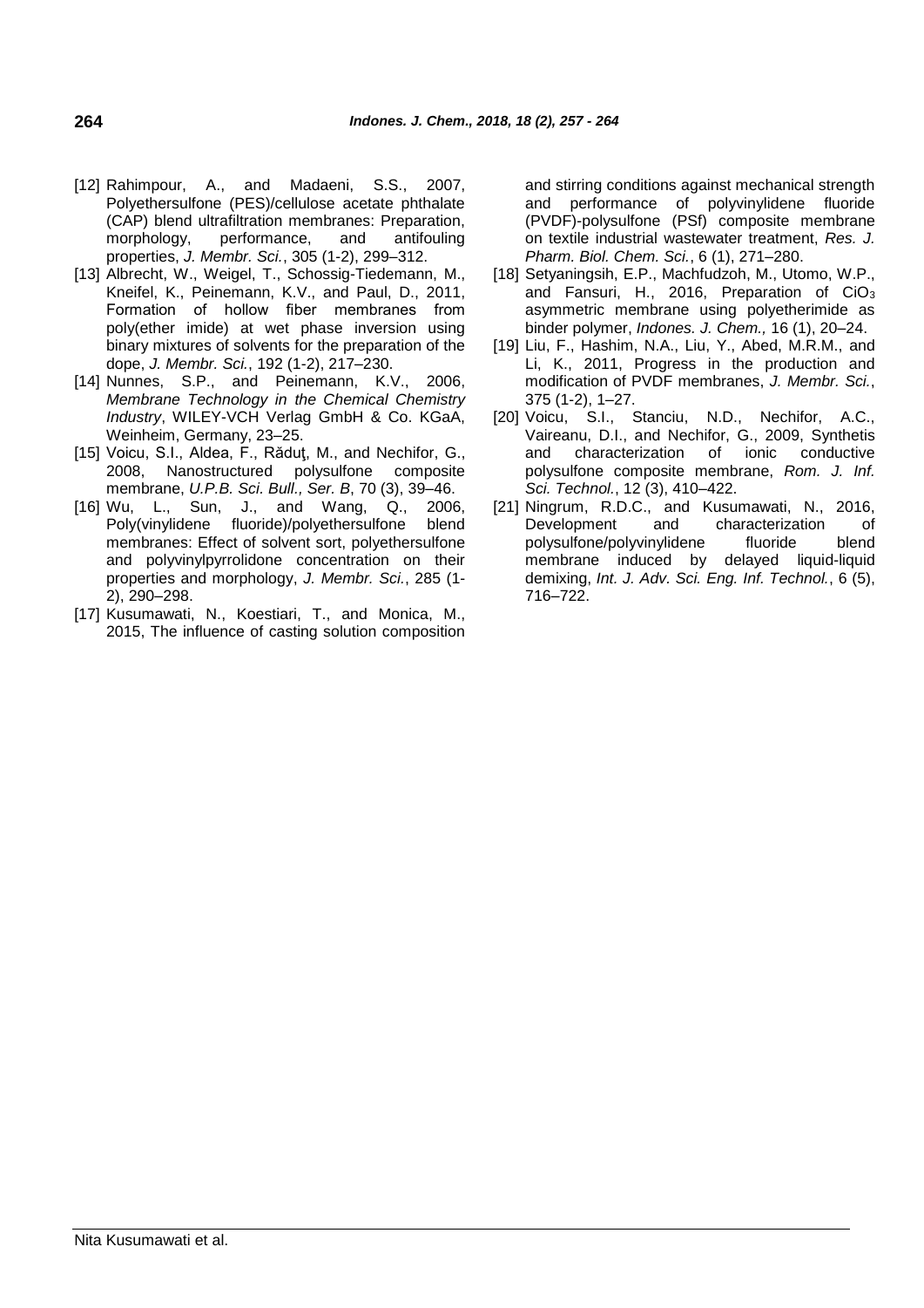[12] Rahimpour, A., and Madaeni, S.S., 2007, Polyethersulfone (PES)/cellulose acetate phthalate (CAP) blend ultrafiltration membranes: Preparation, morphology, performance, and antifouling properties, *J. Membr. Sci.*, 305 (1-2), 299–312.

[13] Albrecht, W., Weigel, T., Schossig-Tiedemann, M., Kneifel, K., Peinemann, K.V., and Paul, D., 2011, Formation of hollow fiber membranes from poly(ether imide) at wet phase inversion using binary mixtures of solvents for the preparation of the dope, *J. Membr. Sci.*, 192 (1-2), 217–230.

[14] Nunnes, S.P., and Peinemann, K.V., 2006, *Membrane Technology in the Chemical Chemistry Industry*, WILEY-VCH Verlag GmbH & Co. KGaA, Weinheim, Germany, 23–25.

[15] Voicu, S.I., Aldea, F., Răduţ, M., and Nechifor, G., 2008, Nanostructured polysulfone composite membrane, *U.P.B. Sci. Bull., Ser. B*, 70 (3), 39–46.

[16] Wu, L., Sun, J., and Wang, Q., 2006, Poly(vinylidene fluoride)/polyethersulfone blend membranes: Effect of solvent sort, polyethersulfone and polyvinylpyrrolidone concentration on their properties and morphology, *J. Membr. Sci.*, 285 (1-2), 290–298.

[17] Kusumawati, N., Koestiari, T., and Monica, M., 2015, The influence of casting solution composition and stirring conditions against mechanical strength and performance of polyvinylidene fluoride (PVDF)-polysulfone (PSf) composite membrane on textile industrial wastewater treatment, *Res. J. Pharm. Biol. Chem. Sci.*, 6 (1), 271–280.

[18] Setyaningsih, E.P., Machfudzoh, M., Utomo, W.P., and Fansuri, H., 2016, Preparation of $CiO_3$ asymmetric membrane using polyetherimide as binder polymer, *Indones. J. Chem.,* 16 (1), 20–24.

[19] Liu, F., Hashim, N.A., Liu, Y., Abed, M.R.M., and Li, K., 2011, Progress in the production and modification of PVDF membranes, *J. Membr. Sci.*, 375 (1-2), 1–27.

[20] Voicu, S.I., Stanciu, N.D., Nechifor, A.C., Vaireanu, D.I., and Nechifor, G., 2009, Synthetis and characterization of ionic conductive polysulfone composite membrane, *Rom. J. Inf. Sci. Technol.*, 12 (3), 410–422.

[21] Ningrum, R.D.C., and Kusumawati, N., 2016, Development and characterization of polysulfone/polyvinylidene fluoride blend membrane induced by delayed liquid-liquid demixing, *Int. J. Adv. Sci. Eng. Inf. Technol.*, 6 (5), 716–722.